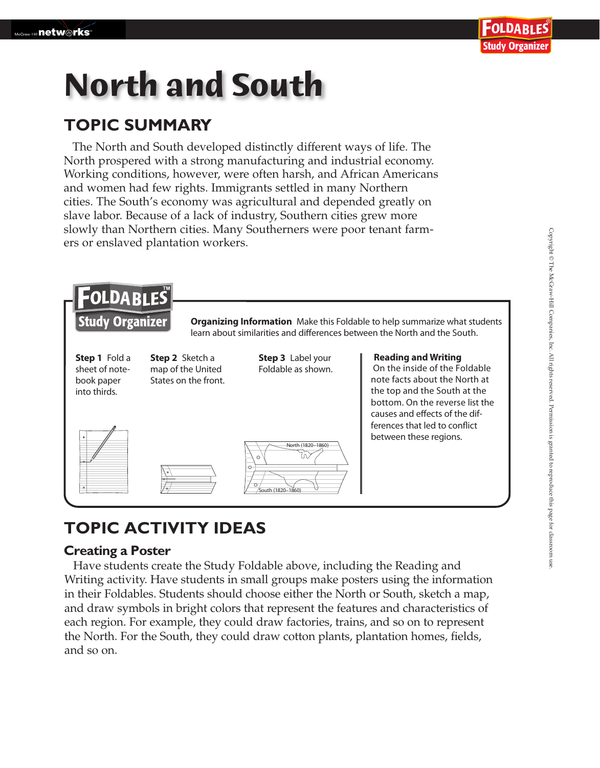# North and South

## TOPIC SUMMARY

The North and South developed distinctly different ways of life. The North prospered with a strong manufacturing and industrial economy. Working conditions, however, were often harsh, and African Americans and women had few rights. Immigrants settled in many Northern cities. The South's economy was agricultural and depended greatly on slave labor. Because of a lack of industry, Southern cities grew more slowly than Northern cities. Many Southerners were poor tenant farmers or enslaved plantation workers.

### FOLDABLES Study Organizer

**Organizing Information** Make this Foldable to help summarize what students learn about similarities and differences between the North and the South.

**Step 1** Fold a sheet of notebook paper into thirds.

**Step 2** Sketch a map of the United States on the front.

**Step 3** Label your Foldable as shown.

North (1820–1860)

South (1820–1860)

**Reading and Writing**
On the inside of the Foldable note facts about the North at the top and the South at the bottom. On the reverse list the causes and effects of the differences that led to conflict between these regions.

## TOPIC ACTIVITY IDEAS

### Creating a Poster

Have students create the Study Foldable above, including the Reading and Writing activity. Have students in small groups make posters using the information in their Foldables. Students should choose either the North or South, sketch a map, and draw symbols in bright colors that represent the features and characteristics of each region. For example, they could draw factories, trains, and so on to represent the North. For the South, they could draw cotton plants, plantation homes, fields, and so on.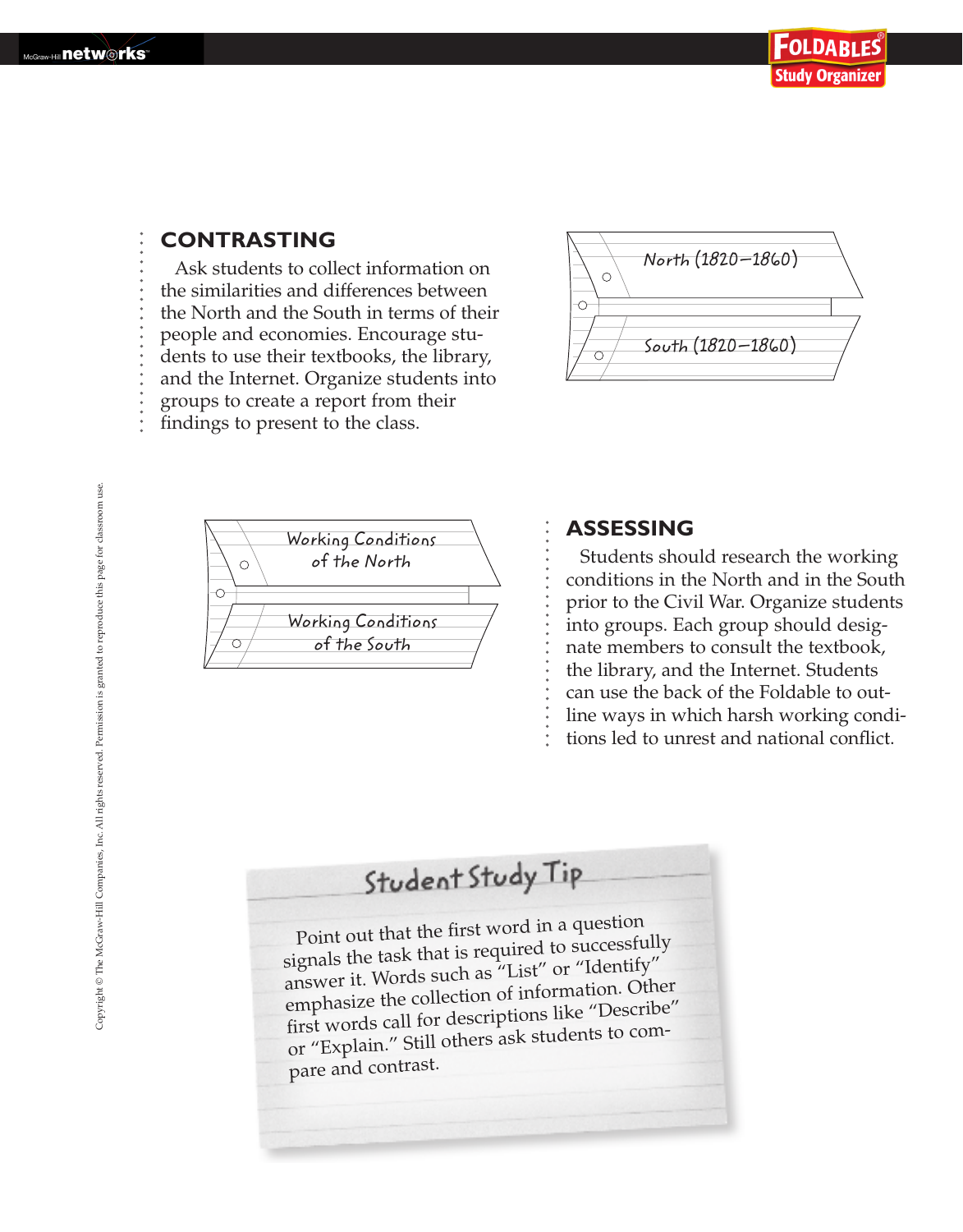## CONTRASTING

Ask students to collect information on the similarities and differences between the North and the South in terms of their people and economies. Encourage students to use their textbooks, the library, and the Internet. Organize students into groups to create a report from their findings to present to the class.

North (1820–1860)

South (1820–1860)

Working Conditions of the North

Working Conditions of the South

## ASSESSING

Students should research the working conditions in the North and in the South prior to the Civil War. Organize students into groups. Each group should designate members to consult the textbook, the library, and the Internet. Students can use the back of the Foldable to outline ways in which harsh working conditions led to unrest and national conflict.

### Student Study Tip

Point out that the first word in a question signals the task that is required to successfully answer it. Words such as "List" or "Identify" emphasize the collection of information. Other first words call for descriptions like "Describe" or "Explain." Still others ask students to compare and contrast.

Copyright © The McGraw-Hill Companies, Inc. All rights reserved. Permission is granted to reproduce this page for classroom use.